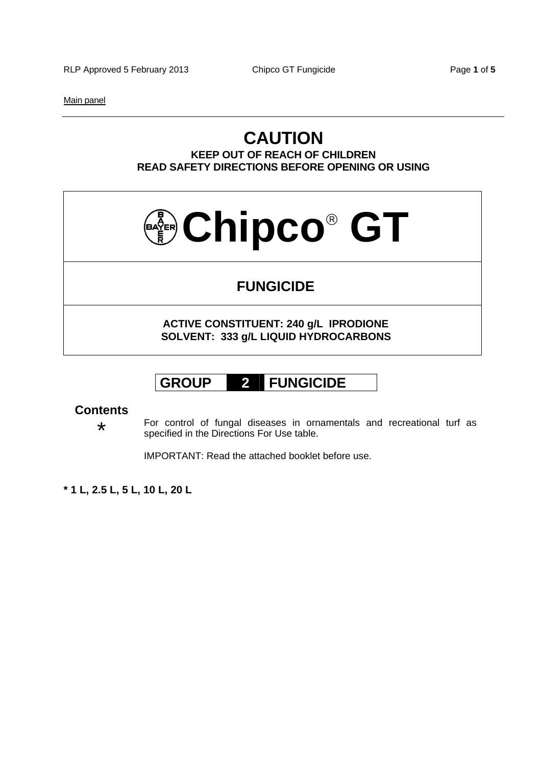Main panel

# CAUTION

**KEEP OUT OF REACH OF CHILDREN**
**READ SAFETY DIRECTIONS BEFORE OPENING OR USING**

# Chipco® GT

## FUNGICIDE

**ACTIVE CONSTITUENT: 240 g/L IPRODIONE**
**SOLVENT: 333 g/L LIQUID HYDROCARBONS**

| GROUP | 2 | FUNGICIDE |
|---|---|---|

**Contents**

*

For control of fungal diseases in ornamentals and recreational turf as specified in the Directions For Use table.

IMPORTANT: Read the attached booklet before use.

**\* 1 L, 2.5 L, 5 L, 10 L, 20 L**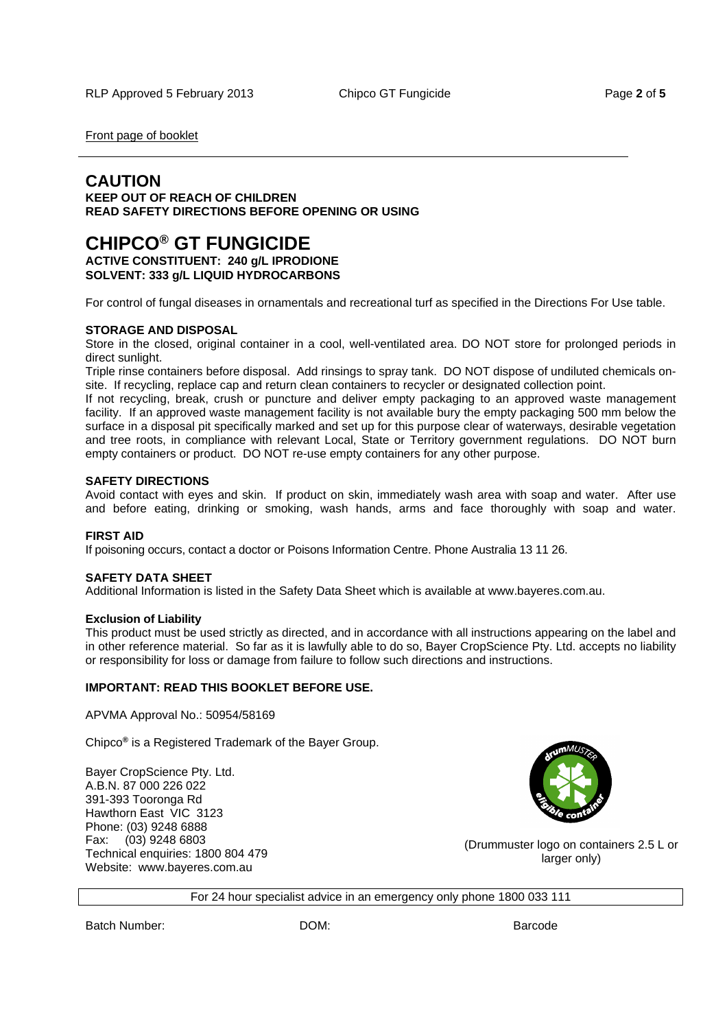Front page of booklet

# CAUTION

**KEEP OUT OF REACH OF CHILDREN**
**READ SAFETY DIRECTIONS BEFORE OPENING OR USING**

# CHIPCO® GT FUNGICIDE

**ACTIVE CONSTITUENT: 240 g/L IPRODIONE**
**SOLVENT: 333 g/L LIQUID HYDROCARBONS**

For control of fungal diseases in ornamentals and recreational turf as specified in the Directions For Use table.

### STORAGE AND DISPOSAL

Store in the closed, original container in a cool, well-ventilated area. DO NOT store for prolonged periods in direct sunlight.

Triple rinse containers before disposal. Add rinsings to spray tank. DO NOT dispose of undiluted chemicals on-site. If recycling, replace cap and return clean containers to recycler or designated collection point.

If not recycling, break, crush or puncture and deliver empty packaging to an approved waste management facility. If an approved waste management facility is not available bury the empty packaging 500 mm below the surface in a disposal pit specifically marked and set up for this purpose clear of waterways, desirable vegetation and tree roots, in compliance with relevant Local, State or Territory government regulations. DO NOT burn empty containers or product. DO NOT re-use empty containers for any other purpose.

### SAFETY DIRECTIONS

Avoid contact with eyes and skin. If product on skin, immediately wash area with soap and water. After use and before eating, drinking or smoking, wash hands, arms and face thoroughly with soap and water.

### FIRST AID

If poisoning occurs, contact a doctor or Poisons Information Centre. Phone Australia 13 11 26.

### SAFETY DATA SHEET

Additional Information is listed in the Safety Data Sheet which is available at www.bayeres.com.au.

### Exclusion of Liability

This product must be used strictly as directed, and in accordance with all instructions appearing on the label and in other reference material. So far as it is lawfully able to do so, Bayer CropScience Pty. Ltd. accepts no liability or responsibility for loss or damage from failure to follow such directions and instructions.

**IMPORTANT: READ THIS BOOKLET BEFORE USE.**

APVMA Approval No.: 50954/58169

Chipco® is a Registered Trademark of the Bayer Group.

Bayer CropScience Pty. Ltd.
A.B.N. 87 000 226 022
391-393 Tooronga Rd
Hawthorn East VIC 3123
Phone: (03) 9248 6888
Fax: (03) 9248 6803
Technical enquiries: 1800 804 479
Website: www.bayeres.com.au

(Drummuster logo on containers 2.5 L or larger only)

For 24 hour specialist advice in an emergency only phone 1800 033 111

Batch Number: DOM: Barcode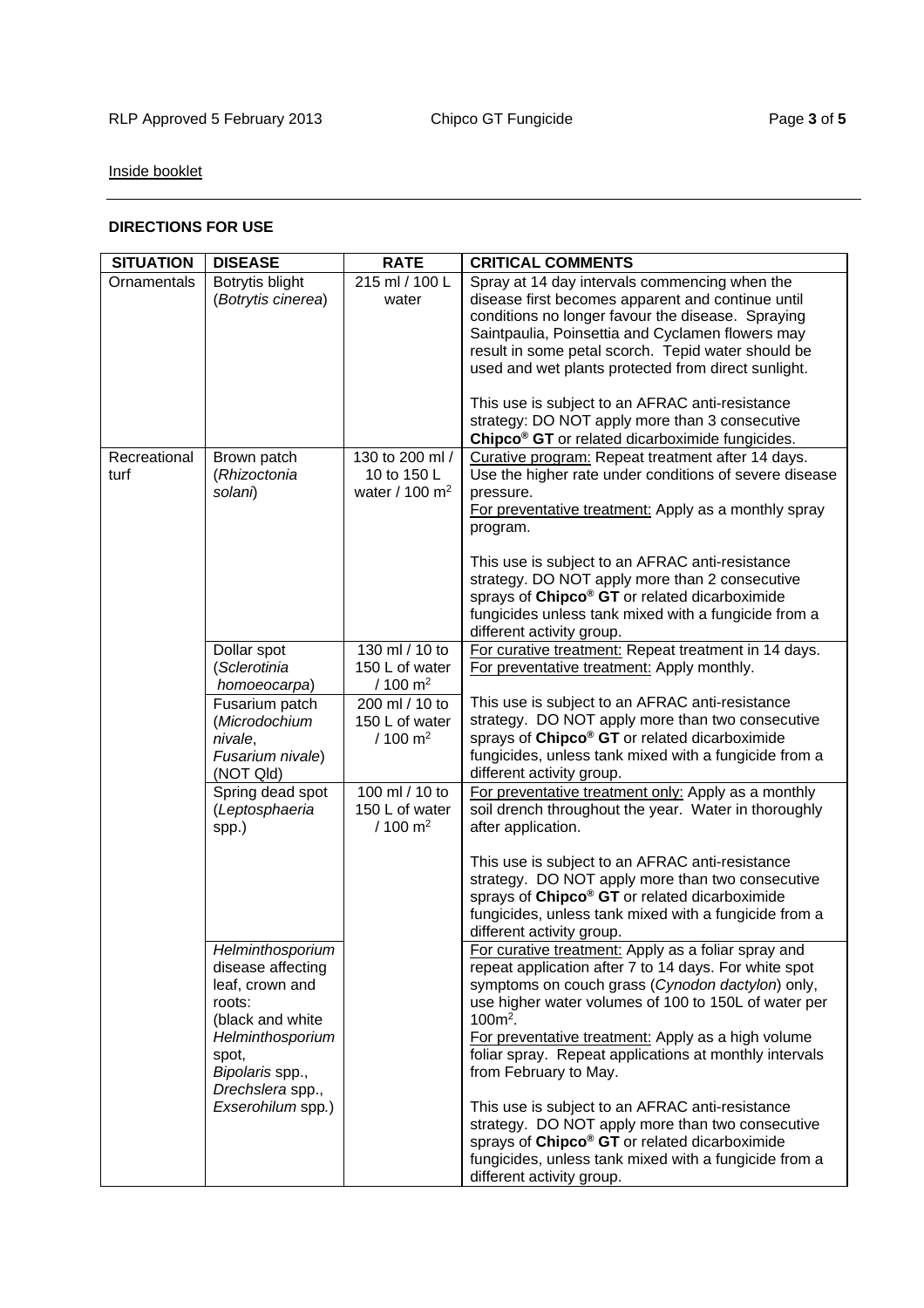Inside booklet

**DIRECTIONS FOR USE**

| SITUATION | DISEASE | RATE | CRITICAL COMMENTS |
|---|---|---|---|
| Ornamentals | Botrytis blight (*Botrytis cinerea*) | 215 ml / 100 L water | Spray at 14 day intervals commencing when the disease first becomes apparent and continue until conditions no longer favour the disease. Spraying Saintpaulia, Poinsettia and Cyclamen flowers may result in some petal scorch. Tepid water should be used and wet plants protected from direct sunlight.<br><br>This use is subject to an AFRAC anti-resistance strategy: DO NOT apply more than 3 consecutive **Chipco® GT** or related dicarboximide fungicides. |
| Recreational turf | Brown patch (*Rhizoctonia solani*) | 130 to 200 ml / 10 to 150 L water / 100 $m^2$ | Curative program: Repeat treatment after 14 days. Use the higher rate under conditions of severe disease pressure.<br>For preventative treatment: Apply as a monthly spray program.<br><br>This use is subject to an AFRAC anti-resistance strategy. DO NOT apply more than 2 consecutive sprays of **Chipco® GT** or related dicarboximide fungicides unless tank mixed with a fungicide from a different activity group. |
| | Dollar spot (*Sclerotinia homoeocarpa*) | 130 ml / 10 to 150 L of water / 100 $m^2$ | For curative treatment: Repeat treatment in 14 days.<br>For preventative treatment: Apply monthly.<br><br>This use is subject to an AFRAC anti-resistance strategy. DO NOT apply more than two consecutive sprays of **Chipco® GT** or related dicarboximide fungicides, unless tank mixed with a fungicide from a different activity group. |
| | Fusarium patch (*Microdochium nivale*, *Fusarium nivale*) (NOT Qld) | 200 ml / 10 to 150 L of water / 100 $m^2$ | |
| | Spring dead spot (*Leptosphaeria* spp.) | 100 ml / 10 to 150 L of water / 100 $m^2$ | For preventative treatment only: Apply as a monthly soil drench throughout the year. Water in thoroughly after application.<br><br>This use is subject to an AFRAC anti-resistance strategy. DO NOT apply more than two consecutive sprays of **Chipco® GT** or related dicarboximide fungicides, unless tank mixed with a fungicide from a different activity group. |
| | *Helminthosporium* disease affecting leaf, crown and roots: (black and white *Helminthosporium* spot, *Bipolaris* spp., *Drechslera* spp., *Exserohilum* spp.) | | For curative treatment: Apply as a foliar spray and repeat application after 7 to 14 days. For white spot symptoms on couch grass (*Cynodon dactylon*) only, use higher water volumes of 100 to 150L of water per 100$m^2$.<br>For preventative treatment: Apply as a high volume foliar spray. Repeat applications at monthly intervals from February to May.<br><br>This use is subject to an AFRAC anti-resistance strategy. DO NOT apply more than two consecutive sprays of **Chipco® GT** or related dicarboximide fungicides, unless tank mixed with a fungicide from a different activity group. |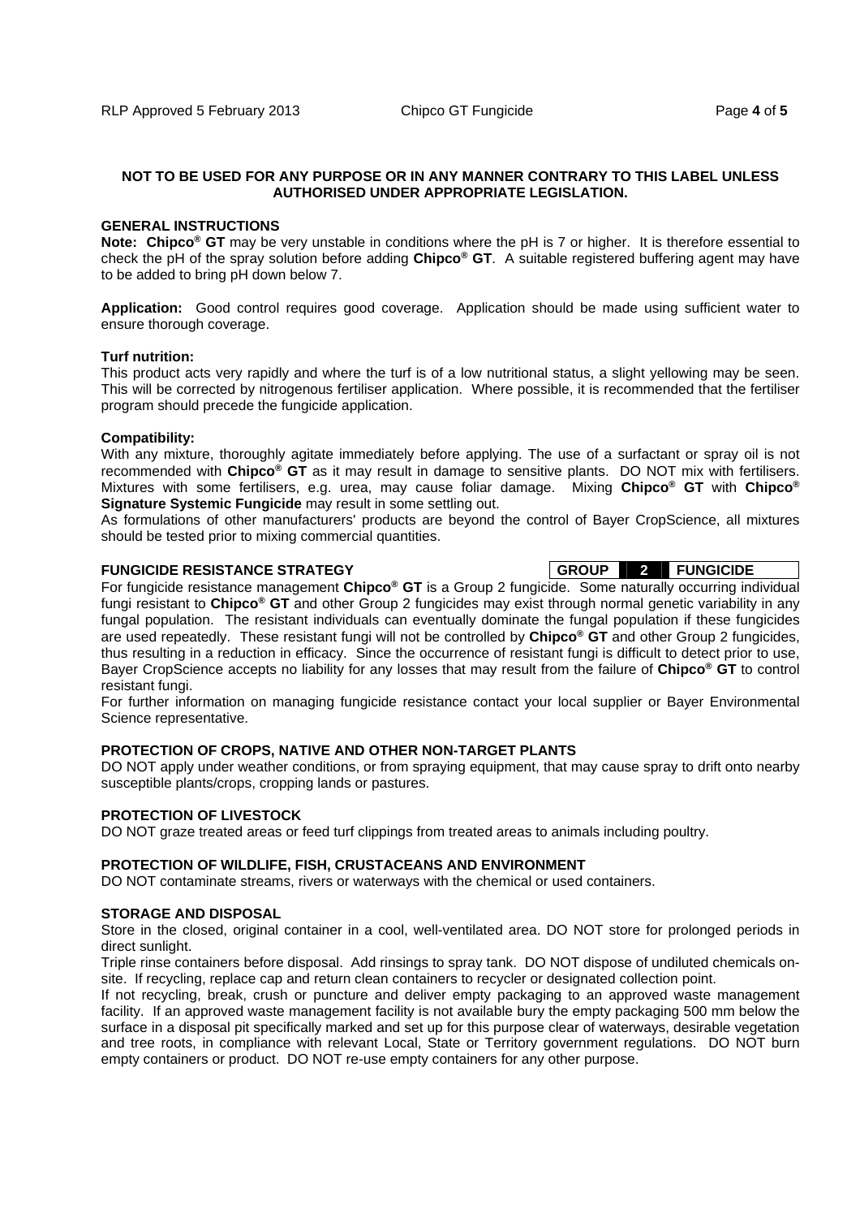**NOT TO BE USED FOR ANY PURPOSE OR IN ANY MANNER CONTRARY TO THIS LABEL UNLESS AUTHORISED UNDER APPROPRIATE LEGISLATION.**

## GENERAL INSTRUCTIONS

**Note: Chipco® GT** may be very unstable in conditions where the pH is 7 or higher. It is therefore essential to check the pH of the spray solution before adding **Chipco® GT**. A suitable registered buffering agent may have to be added to bring pH down below 7.

**Application:** Good control requires good coverage. Application should be made using sufficient water to ensure thorough coverage.

**Turf nutrition:**

This product acts very rapidly and where the turf is of a low nutritional status, a slight yellowing may be seen. This will be corrected by nitrogenous fertiliser application. Where possible, it is recommended that the fertiliser program should precede the fungicide application.

**Compatibility:**

With any mixture, thoroughly agitate immediately before applying. The use of a surfactant or spray oil is not recommended with **Chipco® GT** as it may result in damage to sensitive plants. DO NOT mix with fertilisers. Mixtures with some fertilisers, e.g. urea, may cause foliar damage. Mixing **Chipco® GT** with **Chipco® Signature Systemic Fungicide** may result in some settling out.

As formulations of other manufacturers' products are beyond the control of Bayer CropScience, all mixtures should be tested prior to mixing commercial quantities.

## FUNGICIDE RESISTANCE STRATEGY

**GROUP 2 FUNGICIDE**

For fungicide resistance management **Chipco® GT** is a Group 2 fungicide. Some naturally occurring individual fungi resistant to **Chipco® GT** and other Group 2 fungicides may exist through normal genetic variability in any fungal population. The resistant individuals can eventually dominate the fungal population if these fungicides are used repeatedly. These resistant fungi will not be controlled by **Chipco® GT** and other Group 2 fungicides, thus resulting in a reduction in efficacy. Since the occurrence of resistant fungi is difficult to detect prior to use, Bayer CropScience accepts no liability for any losses that may result from the failure of **Chipco® GT** to control resistant fungi.

For further information on managing fungicide resistance contact your local supplier or Bayer Environmental Science representative.

## PROTECTION OF CROPS, NATIVE AND OTHER NON-TARGET PLANTS

DO NOT apply under weather conditions, or from spraying equipment, that may cause spray to drift onto nearby susceptible plants/crops, cropping lands or pastures.

## PROTECTION OF LIVESTOCK

DO NOT graze treated areas or feed turf clippings from treated areas to animals including poultry.

## PROTECTION OF WILDLIFE, FISH, CRUSTACEANS AND ENVIRONMENT

DO NOT contaminate streams, rivers or waterways with the chemical or used containers.

## STORAGE AND DISPOSAL

Store in the closed, original container in a cool, well-ventilated area. DO NOT store for prolonged periods in direct sunlight.

Triple rinse containers before disposal. Add rinsings to spray tank. DO NOT dispose of undiluted chemicals on-site. If recycling, replace cap and return clean containers to recycler or designated collection point.

If not recycling, break, crush or puncture and deliver empty packaging to an approved waste management facility. If an approved waste management facility is not available bury the empty packaging 500 mm below the surface in a disposal pit specifically marked and set up for this purpose clear of waterways, desirable vegetation and tree roots, in compliance with relevant Local, State or Territory government regulations. DO NOT burn empty containers or product. DO NOT re-use empty containers for any other purpose.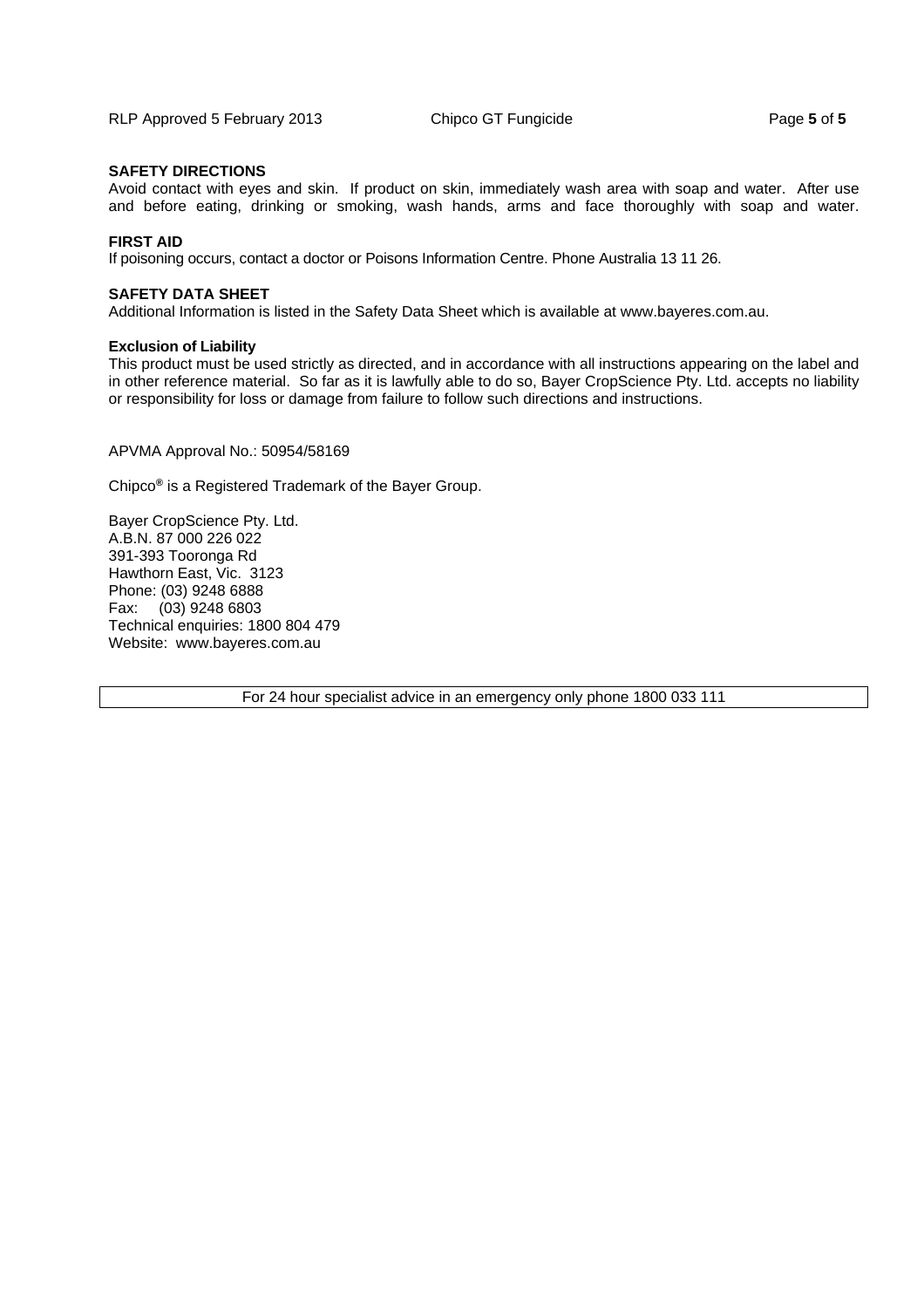**SAFETY DIRECTIONS**
Avoid contact with eyes and skin. If product on skin, immediately wash area with soap and water. After use and before eating, drinking or smoking, wash hands, arms and face thoroughly with soap and water.

**FIRST AID**
If poisoning occurs, contact a doctor or Poisons Information Centre. Phone Australia 13 11 26.

**SAFETY DATA SHEET**
Additional Information is listed in the Safety Data Sheet which is available at www.bayeres.com.au.

**Exclusion of Liability**
This product must be used strictly as directed, and in accordance with all instructions appearing on the label and in other reference material. So far as it is lawfully able to do so, Bayer CropScience Pty. Ltd. accepts no liability or responsibility for loss or damage from failure to follow such directions and instructions.

APVMA Approval No.: 50954/58169

Chipco® is a Registered Trademark of the Bayer Group.

Bayer CropScience Pty. Ltd.
A.B.N. 87 000 226 022
391-393 Tooronga Rd
Hawthorn East, Vic. 3123
Phone: (03) 9248 6888
Fax: (03) 9248 6803
Technical enquiries: 1800 804 479
Website: www.bayeres.com.au

For 24 hour specialist advice in an emergency only phone 1800 033 111